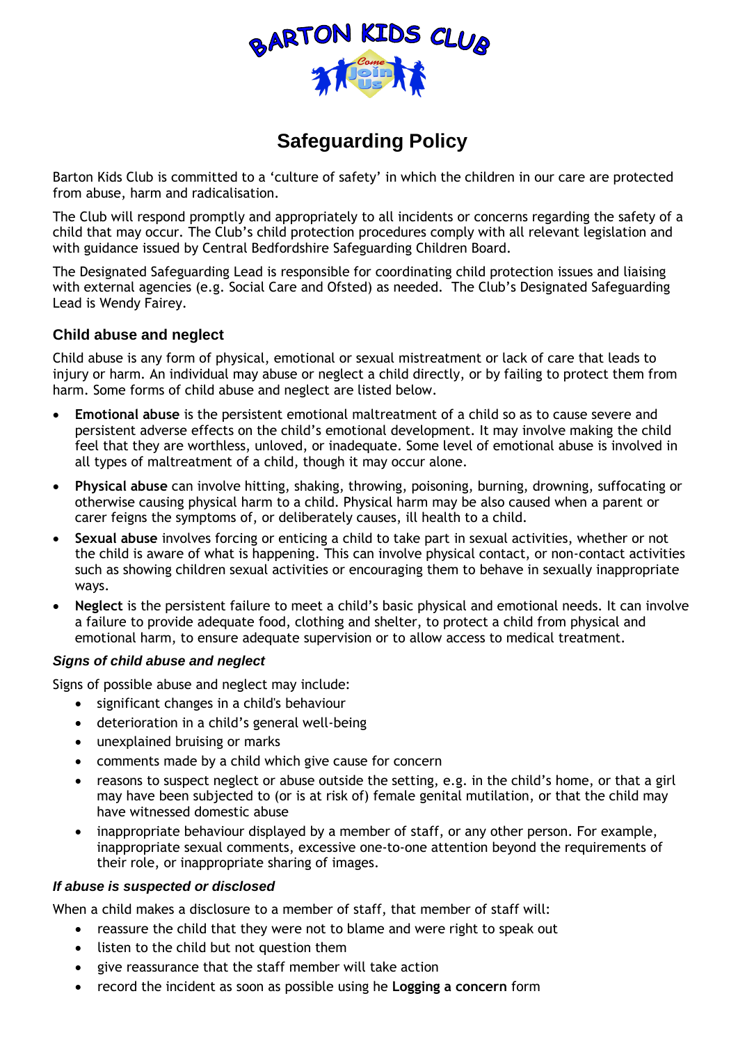# Safeguarding Policy

Barton Kids Club is committed to a 'culture of safety' in which the children in our care are protected from abuse, harm and radicalisation.

The Club will respond promptly and appropriately to all incidents or concerns regarding the safety of a child that may occur. The Club's child protection procedures comply with all relevant legislation and with guidance issued by Central Bedfordshire Safeguarding Children Board.

The Designated Safeguarding Lead is responsible for coordinating child protection issues and liaising with external agencies (e.g. Social Care and Ofsted) as needed. The Club's Designated Safeguarding Lead is Wendy Fairey.

## Child abuse and neglect

Child abuse is any form of physical, emotional or sexual mistreatment or lack of care that leads to injury or harm. An individual may abuse or neglect a child directly, or by failing to protect them from harm. Some forms of child abuse and neglect are listed below.

- **Emotional abuse** is the persistent emotional maltreatment of a child so as to cause severe and persistent adverse effects on the child's emotional development. It may involve making the child feel that they are worthless, unloved, or inadequate. Some level of emotional abuse is involved in all types of maltreatment of a child, though it may occur alone.
- **Physical abuse** can involve hitting, shaking, throwing, poisoning, burning, drowning, suffocating or otherwise causing physical harm to a child. Physical harm may be also caused when a parent or carer feigns the symptoms of, or deliberately causes, ill health to a child.
- **Sexual abuse** involves forcing or enticing a child to take part in sexual activities, whether or not the child is aware of what is happening. This can involve physical contact, or non-contact activities such as showing children sexual activities or encouraging them to behave in sexually inappropriate ways.
- **Neglect** is the persistent failure to meet a child's basic physical and emotional needs. It can involve a failure to provide adequate food, clothing and shelter, to protect a child from physical and emotional harm, to ensure adequate supervision or to allow access to medical treatment.

### *Signs of child abuse and neglect*

Signs of possible abuse and neglect may include:

- significant changes in a child's behaviour
- deterioration in a child's general well-being
- unexplained bruising or marks
- comments made by a child which give cause for concern
- reasons to suspect neglect or abuse outside the setting, e.g. in the child's home, or that a girl may have been subjected to (or is at risk of) female genital mutilation, or that the child may have witnessed domestic abuse
- inappropriate behaviour displayed by a member of staff, or any other person. For example, inappropriate sexual comments, excessive one-to-one attention beyond the requirements of their role, or inappropriate sharing of images.

### *If abuse is suspected or disclosed*

When a child makes a disclosure to a member of staff, that member of staff will:

- reassure the child that they were not to blame and were right to speak out
- listen to the child but not question them
- give reassurance that the staff member will take action
- record the incident as soon as possible using he **Logging a concern** form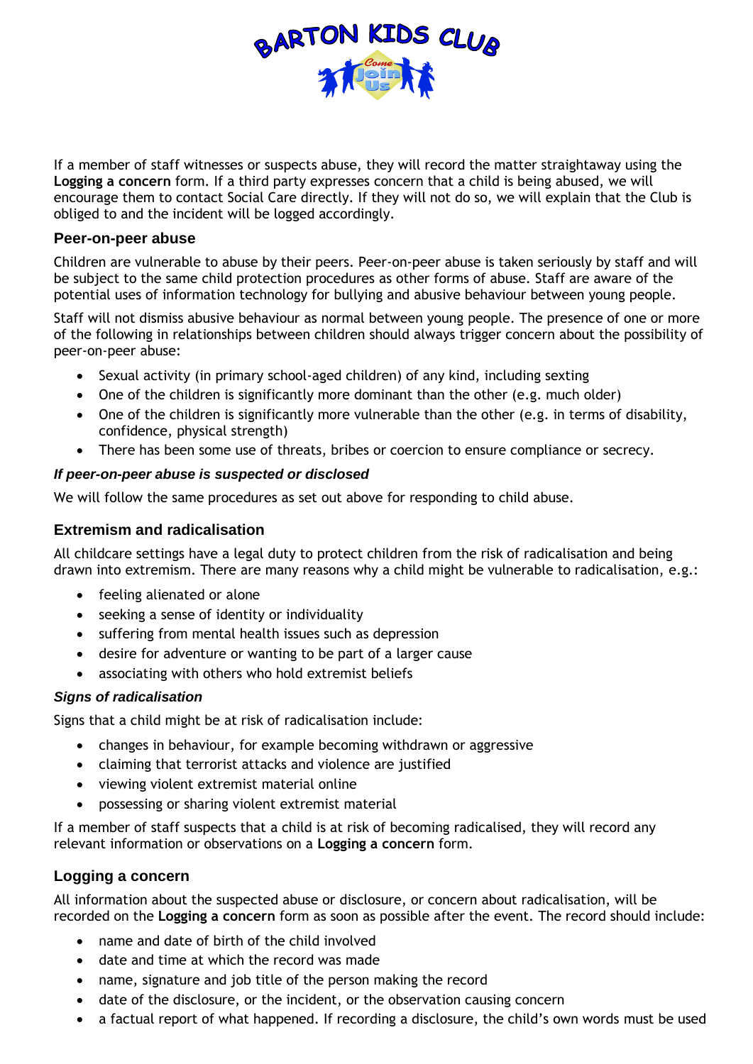If a member of staff witnesses or suspects abuse, they will record the matter straightaway using the **Logging a concern** form. If a third party expresses concern that a child is being abused, we will encourage them to contact Social Care directly. If they will not do so, we will explain that the Club is obliged to and the incident will be logged accordingly.

## Peer-on-peer abuse

Children are vulnerable to abuse by their peers. Peer-on-peer abuse is taken seriously by staff and will be subject to the same child protection procedures as other forms of abuse. Staff are aware of the potential uses of information technology for bullying and abusive behaviour between young people.

Staff will not dismiss abusive behaviour as normal between young people. The presence of one or more of the following in relationships between children should always trigger concern about the possibility of peer-on-peer abuse:

- Sexual activity (in primary school-aged children) of any kind, including sexting
- One of the children is significantly more dominant than the other (e.g. much older)
- One of the children is significantly more vulnerable than the other (e.g. in terms of disability, confidence, physical strength)
- There has been some use of threats, bribes or coercion to ensure compliance or secrecy.

### *If peer-on-peer abuse is suspected or disclosed*

We will follow the same procedures as set out above for responding to child abuse.

## Extremism and radicalisation

All childcare settings have a legal duty to protect children from the risk of radicalisation and being drawn into extremism. There are many reasons why a child might be vulnerable to radicalisation, e.g.:

- feeling alienated or alone
- seeking a sense of identity or individuality
- suffering from mental health issues such as depression
- desire for adventure or wanting to be part of a larger cause
- associating with others who hold extremist beliefs

### *Signs of radicalisation*

Signs that a child might be at risk of radicalisation include:

- changes in behaviour, for example becoming withdrawn or aggressive
- claiming that terrorist attacks and violence are justified
- viewing violent extremist material online
- possessing or sharing violent extremist material

If a member of staff suspects that a child is at risk of becoming radicalised, they will record any relevant information or observations on a **Logging a concern** form.

## Logging a concern

All information about the suspected abuse or disclosure, or concern about radicalisation, will be recorded on the **Logging a concern** form as soon as possible after the event. The record should include:

- name and date of birth of the child involved
- date and time at which the record was made
- name, signature and job title of the person making the record
- date of the disclosure, or the incident, or the observation causing concern
- a factual report of what happened. If recording a disclosure, the child's own words must be used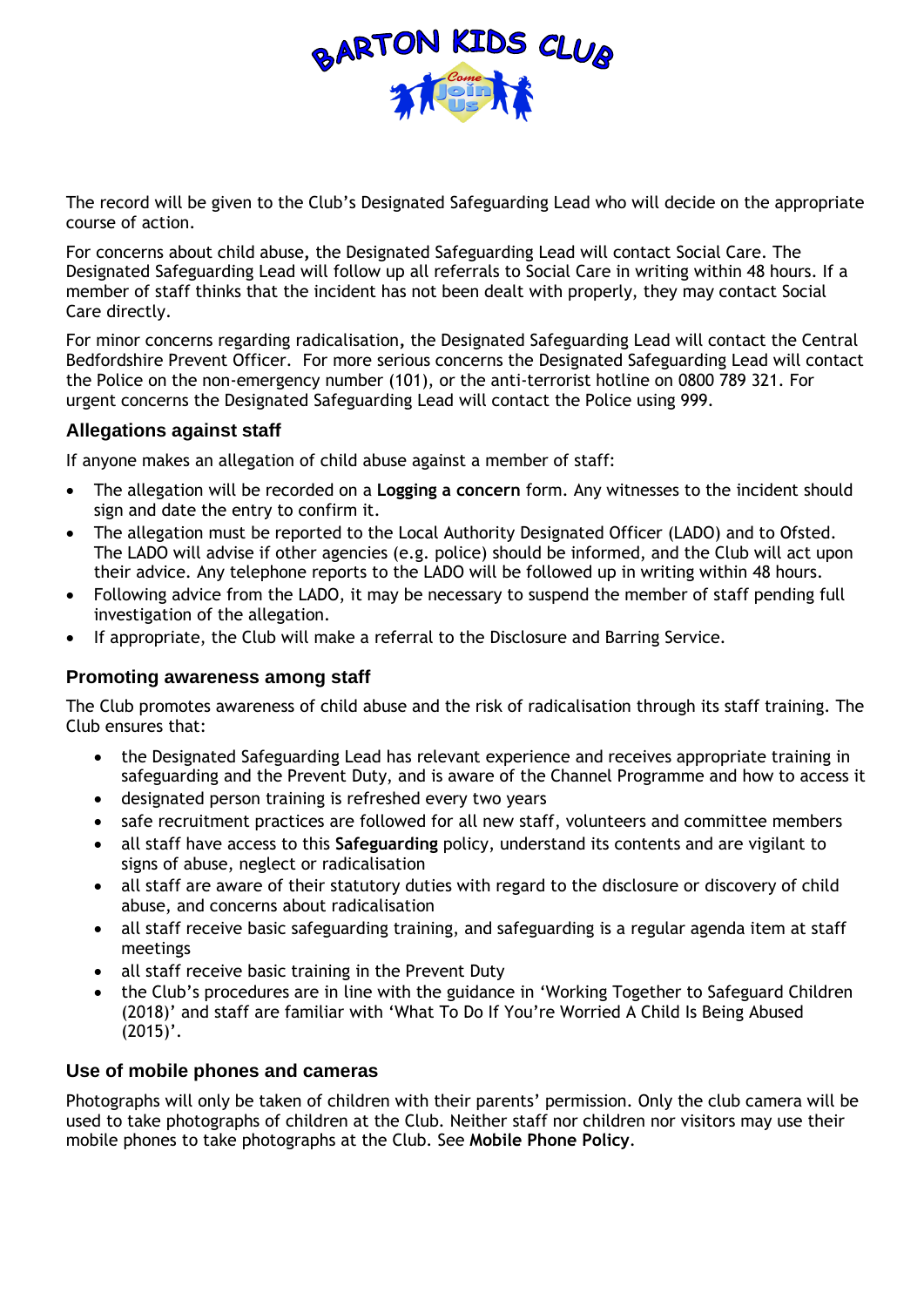The record will be given to the Club's Designated Safeguarding Lead who will decide on the appropriate course of action.

For concerns about child abuse, the Designated Safeguarding Lead will contact Social Care. The Designated Safeguarding Lead will follow up all referrals to Social Care in writing within 48 hours. If a member of staff thinks that the incident has not been dealt with properly, they may contact Social Care directly.

For minor concerns regarding radicalisation, the Designated Safeguarding Lead will contact the Central Bedfordshire Prevent Officer. For more serious concerns the Designated Safeguarding Lead will contact the Police on the non-emergency number (101), or the anti-terrorist hotline on 0800 789 321. For urgent concerns the Designated Safeguarding Lead will contact the Police using 999.

### Allegations against staff

If anyone makes an allegation of child abuse against a member of staff:

- The allegation will be recorded on a **Logging a concern** form. Any witnesses to the incident should sign and date the entry to confirm it.
- The allegation must be reported to the Local Authority Designated Officer (LADO) and to Ofsted. The LADO will advise if other agencies (e.g. police) should be informed, and the Club will act upon their advice. Any telephone reports to the LADO will be followed up in writing within 48 hours.
- Following advice from the LADO, it may be necessary to suspend the member of staff pending full investigation of the allegation.
- If appropriate, the Club will make a referral to the Disclosure and Barring Service.

### Promoting awareness among staff

The Club promotes awareness of child abuse and the risk of radicalisation through its staff training. The Club ensures that:

- the Designated Safeguarding Lead has relevant experience and receives appropriate training in safeguarding and the Prevent Duty, and is aware of the Channel Programme and how to access it
- designated person training is refreshed every two years
- safe recruitment practices are followed for all new staff, volunteers and committee members
- all staff have access to this **Safeguarding** policy, understand its contents and are vigilant to signs of abuse, neglect or radicalisation
- all staff are aware of their statutory duties with regard to the disclosure or discovery of child abuse, and concerns about radicalisation
- all staff receive basic safeguarding training, and safeguarding is a regular agenda item at staff meetings
- all staff receive basic training in the Prevent Duty
- the Club's procedures are in line with the guidance in 'Working Together to Safeguard Children (2018)' and staff are familiar with 'What To Do If You're Worried A Child Is Being Abused (2015)'.

### Use of mobile phones and cameras

Photographs will only be taken of children with their parents' permission. Only the club camera will be used to take photographs of children at the Club. Neither staff nor children nor visitors may use their mobile phones to take photographs at the Club. See **Mobile Phone Policy**.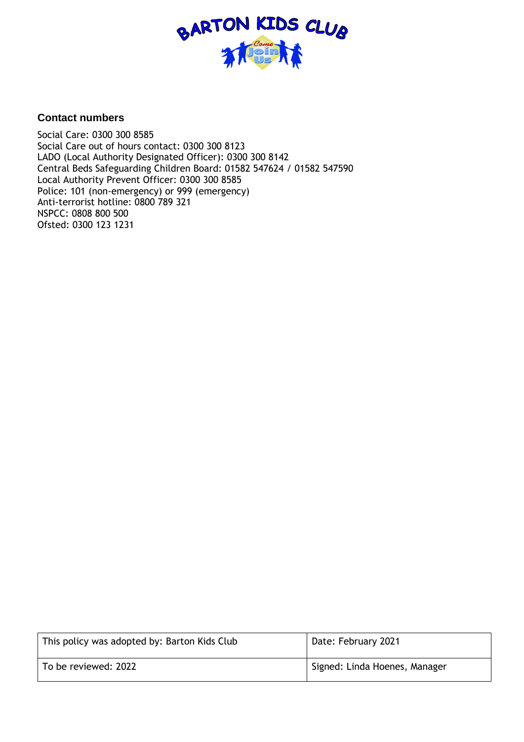## Contact numbers

Social Care: 0300 300 8585
Social Care out of hours contact: 0300 300 8123
LADO (Local Authority Designated Officer): 0300 300 8142
Central Beds Safeguarding Children Board: 01582 547624 / 01582 547590
Local Authority Prevent Officer: 0300 300 8585
Police: 101 (non-emergency) or 999 (emergency)
Anti-terrorist hotline: 0800 789 321
NSPCC: 0808 800 500
Ofsted: 0300 123 1231

| | |
|---|---|
| This policy was adopted by: Barton Kids Club | Date: February 2021 |
| To be reviewed: 2022 | Signed: Linda Hoenes, Manager |